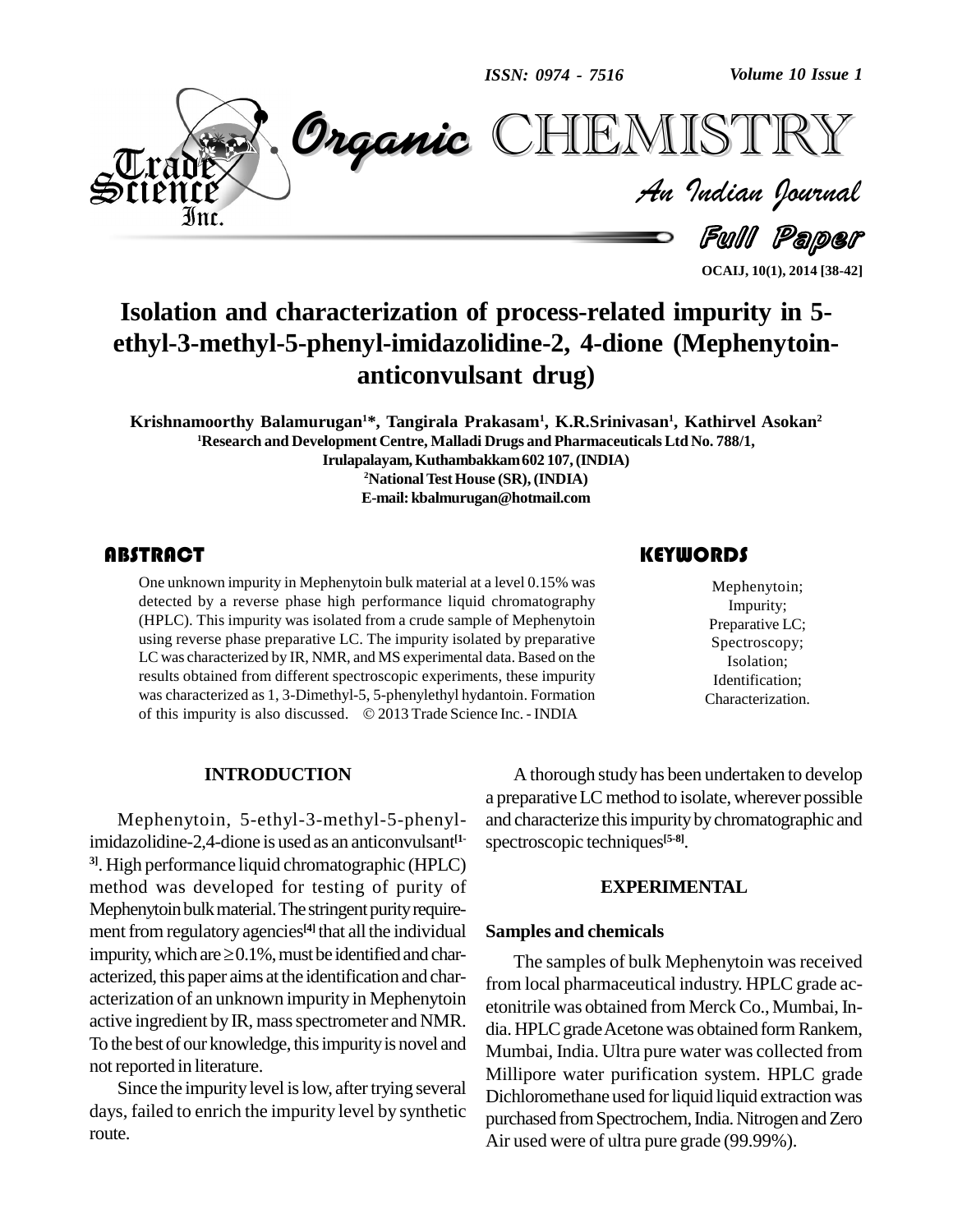# Isolation and characterization of process-related impurity in 5-ethyl-3-methyl-5-phenyl-imidazolidine-2, 4-dione (Mephenytoin-anticonvulsant drug)

**Krishnamoorthy Balamurugan[1]\*, Tangirala Prakasam[1], K.R.Srinivasan[1], Kathirvel Asokan[2]**

[1]Research and Development Centre, Malladi Drugs and Pharmaceuticals Ltd No. 788/1, Irulapalayam, Kuthambakkam 602 107, (INDIA)

[2]National Test House (SR), (INDIA)

E-mail: kbalmurugan@hotmail.com

## ABSTRACT

One unknown impurity in Mephenytoin bulk material at a level 0.15% was detected by a reverse phase high performance liquid chromatography (HPLC). This impurity was isolated from a crude sample of Mephenytoin using reverse phase preparative LC. The impurity isolated by preparative LC was characterized by IR, NMR, and MS experimental data. Based on the results obtained from different spectroscopic experiments, these impurity was characterized as 1, 3-Dimethyl-5, 5-phenylethyl hydantoin. Formation of this impurity is also discussed. © 2013 Trade Science Inc. - INDIA

## KEYWORDS

Mephenytoin;
Impurity;
Preparative LC;
Spectroscopy;
Isolation;
Identification;
Characterization.

## INTRODUCTION

Mephenytoin, 5-ethyl-3-methyl-5-phenyl-imidazolidine-2,4-dione is used as an anticonvulsant[1-3]. High performance liquid chromatographic (HPLC) method was developed for testing of purity of Mephenytoin bulk material. The stringent purity requirement from regulatory agencies[4] that all the individual impurity, which are $\geq$0.1%, must be identified and characterized, this paper aims at the identification and characterization of an unknown impurity in Mephenytoin active ingredient by IR, mass spectrometer and NMR. To the best of our knowledge, this impurity is novel and not reported in literature.

Since the impurity level is low, after trying several days, failed to enrich the impurity level by synthetic route.

A thorough study has been undertaken to develop a preparative LC method to isolate, wherever possible and characterize this impurity by chromatographic and spectroscopic techniques[5-8].

## EXPERIMENTAL

### Samples and chemicals

The samples of bulk Mephenytoin was received from local pharmaceutical industry. HPLC grade acetonitrile was obtained from Merck Co., Mumbai, India. HPLC grade Acetone was obtained form Rankem, Mumbai, India. Ultra pure water was collected from Millipore water purification system. HPLC grade Dichloromethane used for liquid liquid extraction was purchased from Spectrochem, India. Nitrogen and Zero Air used were of ultra pure grade (99.99%).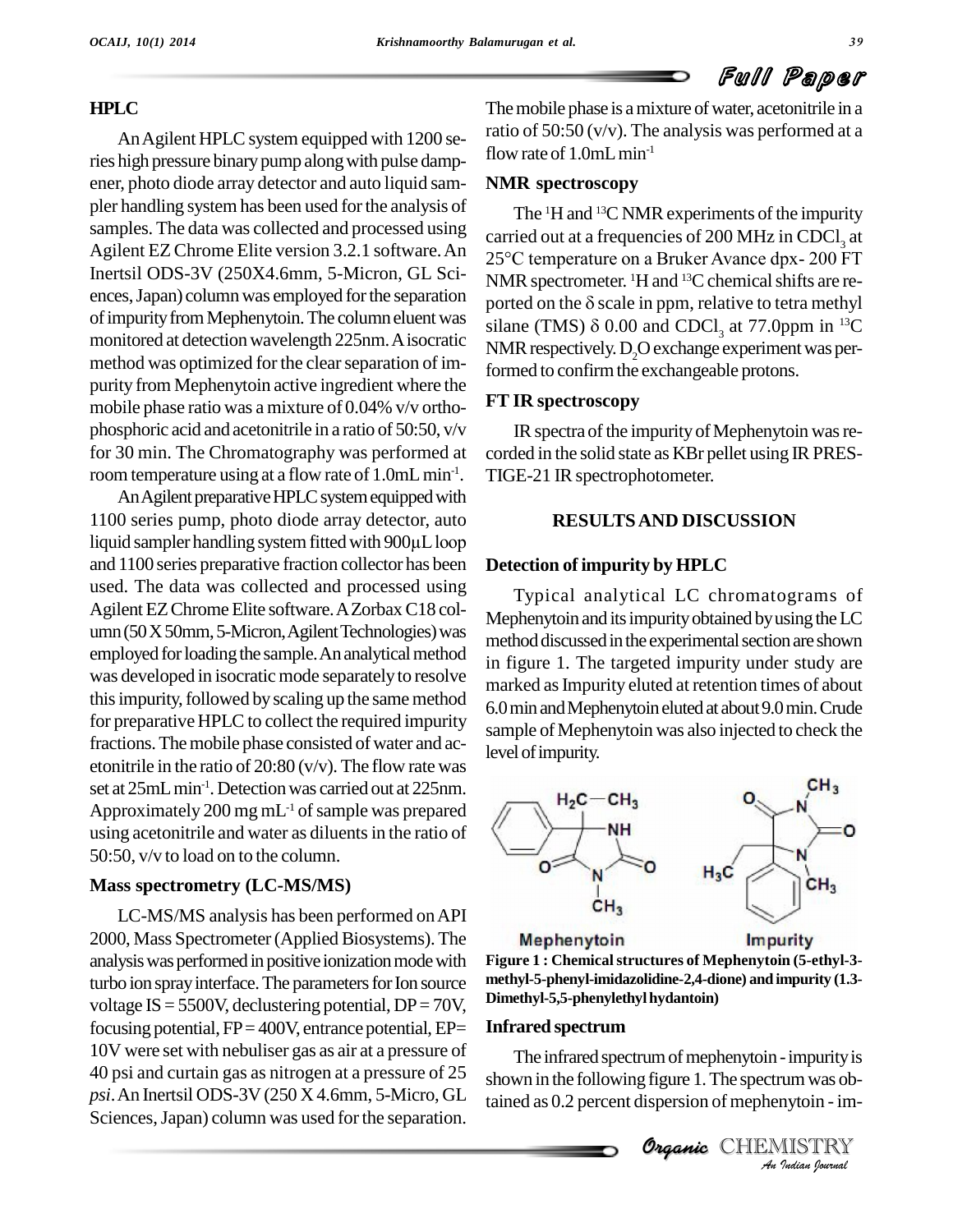### HPLC

An Agilent HPLC system equipped with 1200 series high pressure binary pump along with pulse dampener, photo diode array detector and auto liquid sampler handling system has been used for the analysis of samples. The data was collected and processed using Agilent EZ Chrome Elite version 3.2.1 software. An Inertsil ODS-3V (250X4.6mm, 5-Micron, GL Sciences, Japan) column was employed for the separation of impurity from Mephenytoin. The column eluent was monitored at detection wavelength 225nm. A isocratic method was optimized for the clear separation of impurity from Mephenytoin active ingredient where the mobile phase ratio was a mixture of 0.04% v/v orthophosphoric acid and acetonitrile in a ratio of 50:50, v/v for 30 min. The Chromatography was performed at room temperature using at a flow rate of 1.0mL $min^{-1}$.

An Agilent preparative HPLC system equipped with 1100 series pump, photo diode array detector, auto liquid sampler handling system fitted with 900μL loop and 1100 series preparative fraction collector has been used. The data was collected and processed using Agilent EZ Chrome Elite software. A Zorbax C18 column (50 X 50mm, 5-Micron, Agilent Technologies) was employed for loading the sample. An analytical method was developed in isocratic mode separately to resolve this impurity, followed by scaling up the same method for preparative HPLC to collect the required impurity fractions. The mobile phase consisted of water and acetonitrile in the ratio of 20:80 (v/v). The flow rate was set at 25mL $min^{-1}$. Detection was carried out at 225nm. Approximately 200 mg $mL^{-1}$ of sample was prepared using acetonitrile and water as diluents in the ratio of 50:50, v/v to load on to the column.

### Mass spectrometry (LC-MS/MS)

LC-MS/MS analysis has been performed on API 2000, Mass Spectrometer (Applied Biosystems). The analysis was performed in positive ionization mode with turbo ion spray interface. The parameters for Ion source voltage IS = 5500V, declustering potential, DP = 70V, focusing potential, FP = 400V, entrance potential, EP= 10V were set with nebuliser gas as air at a pressure of 40 psi and curtain gas as nitrogen at a pressure of 25 *psi*. An Inertsil ODS-3V (250 X 4.6mm, 5-Micro, GL Sciences, Japan) column was used for the separation. The mobile phase is a mixture of water, acetonitrile in a ratio of 50:50 (v/v). The analysis was performed at a flow rate of 1.0mL $min^{-1}$

### NMR spectroscopy

The $^1H$ and $^{13}C$ NMR experiments of the impurity carried out at a frequencies of 200 MHz in $CDCl_3$ at 25°C temperature on a Bruker Avance dpx- 200 FT NMR spectrometer. $^1H$ and $^{13}C$ chemical shifts are reported on the δ scale in ppm, relative to tetra methyl silane (TMS) δ 0.00 and $CDCl_3$ at 77.0ppm in $^{13}C$ NMR respectively. $D_2O$ exchange experiment was performed to confirm the exchangeable protons.

### FT IR spectroscopy

IR spectra of the impurity of Mephenytoin was recorded in the solid state as KBr pellet using IR PRESTIGE-21 IR spectrophotometer.

## RESULTS AND DISCUSSION

### Detection of impurity by HPLC

Typical analytical LC chromatograms of Mephenytoin and its impurity obtained by using the LC method discussed in the experimental section are shown in figure 1. The targeted impurity under study are marked as Impurity eluted at retention times of about 6.0 min and Mephenytoin eluted at about 9.0 min. Crude sample of Mephenytoin was also injected to check the level of impurity.

**Figure 1 : Chemical structures of Mephenytoin (5-ethyl-3-methyl-5-phenyl-imidazolidine-2,4-dione) and impurity (1.3-Dimethyl-5,5-phenylethyl hydantoin)**

### Infrared spectrum

The infrared spectrum of mephenytoin - impurity is shown in the following figure 1. The spectrum was obtained as 0.2 percent dispersion of mephenytoin - im-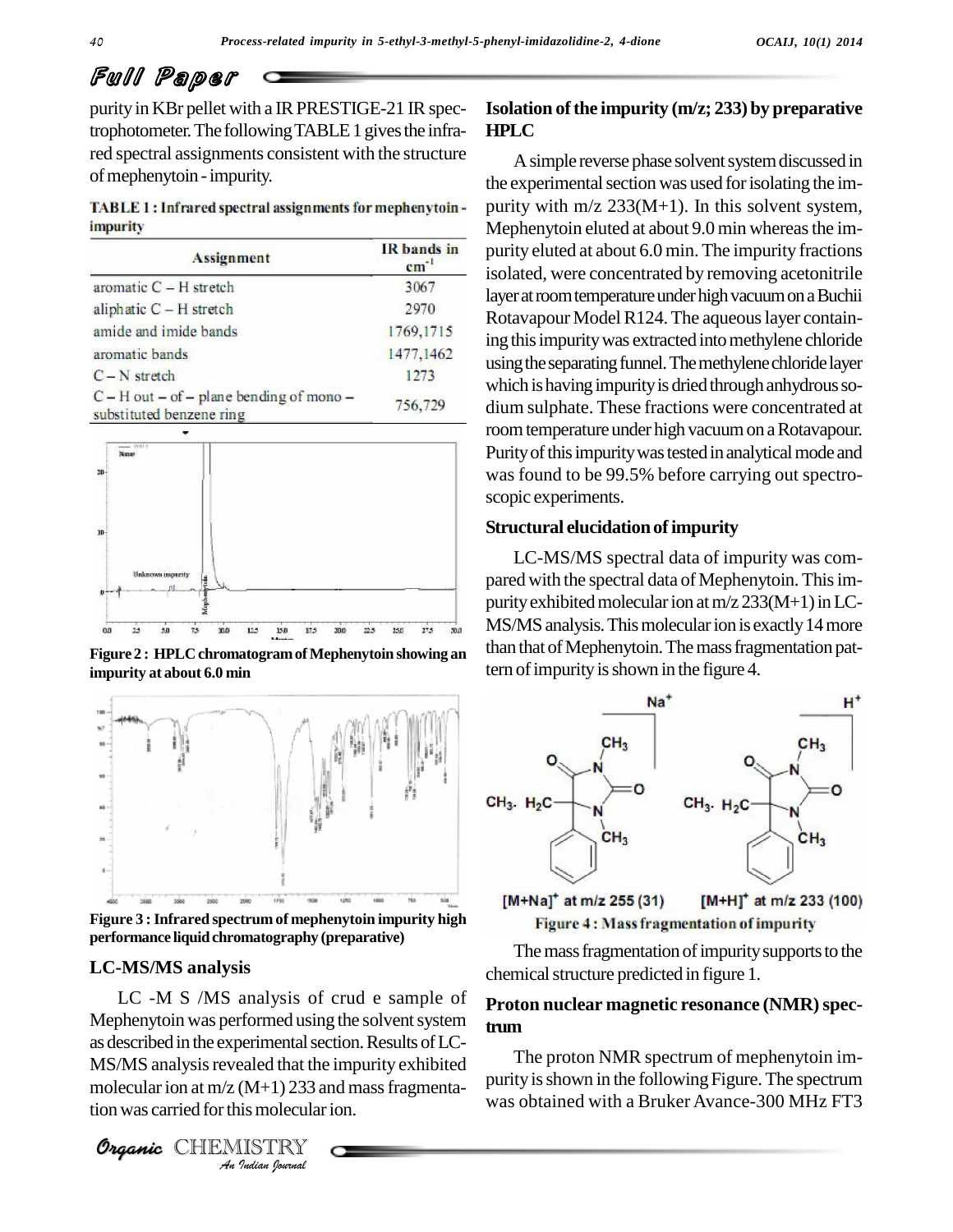purity in KBr pellet with a IR PRESTIGE-21 IR spectrophotometer. The following TABLE 1 gives the infrared spectral assignments consistent with the structure of mephenytoin - impurity.

TABLE 1 : Infrared spectral assignments for mephenytoin - impurity

| Assignment | IR bands in $cm^{-1}$ |
|---|---|
| aromatic C – H stretch | 3067 |
| aliphatic C – H stretch | 2970 |
| amide and imide bands | 1769,1715 |
| aromatic bands | 1477,1462 |
| C – N stretch | 1273 |
| C – H out – of – plane bending of mono – substituted benzene ring | 756,729 |

**Figure 2 : HPLC chromatogram of Mephenytoin showing an impurity at about 6.0 min**

**Figure 3 : Infrared spectrum of mephenytoin impurity high performance liquid chromatography (preparative)**

## LC-MS/MS analysis

LC -M S /MS analysis of crud e sample of Mephenytoin was performed using the solvent system as described in the experimental section. Results of LC-MS/MS analysis revealed that the impurity exhibited molecular ion at m/z (M+1) 233 and mass fragmentation was carried for this molecular ion.

## Isolation of the impurity (m/z; 233) by preparative HPLC

A simple reverse phase solvent system discussed in the experimental section was used for isolating the impurity with m/z 233(M+1). In this solvent system, Mephenytoin eluted at about 9.0 min whereas the impurity eluted at about 6.0 min. The impurity fractions isolated, were concentrated by removing acetonitrile layer at room temperature under high vacuum on a Buchii Rotavapour Model R124. The aqueous layer containing this impurity was extracted into methylene chloride using the separating funnel. The methylene chloride layer which is having impurity is dried through anhydrous sodium sulphate. These fractions were concentrated at room temperature under high vacuum on a Rotavapour. Purity of this impurity was tested in analytical mode and was found to be 99.5% before carrying out spectroscopic experiments.

## Structural elucidation of impurity

LC-MS/MS spectral data of impurity was compared with the spectral data of Mephenytoin. This impurity exhibited molecular ion at m/z 233(M+1) in LC-MS/MS analysis. This molecular ion is exactly 14 more than that of Mephenytoin. The mass fragmentation pattern of impurity is shown in the figure 4.

$[M+Na]^+$ at m/z 255 (31) $[M+H]^+$ at m/z 233 (100)

Figure 4 : Mass fragmentation of impurity

The mass fragmentation of impurity supports to the chemical structure predicted in figure 1.

## Proton nuclear magnetic resonance (NMR) spectrum

The proton NMR spectrum of mephenytoin impurity is shown in the following Figure. The spectrum was obtained with a Bruker Avance-300 MHz FT3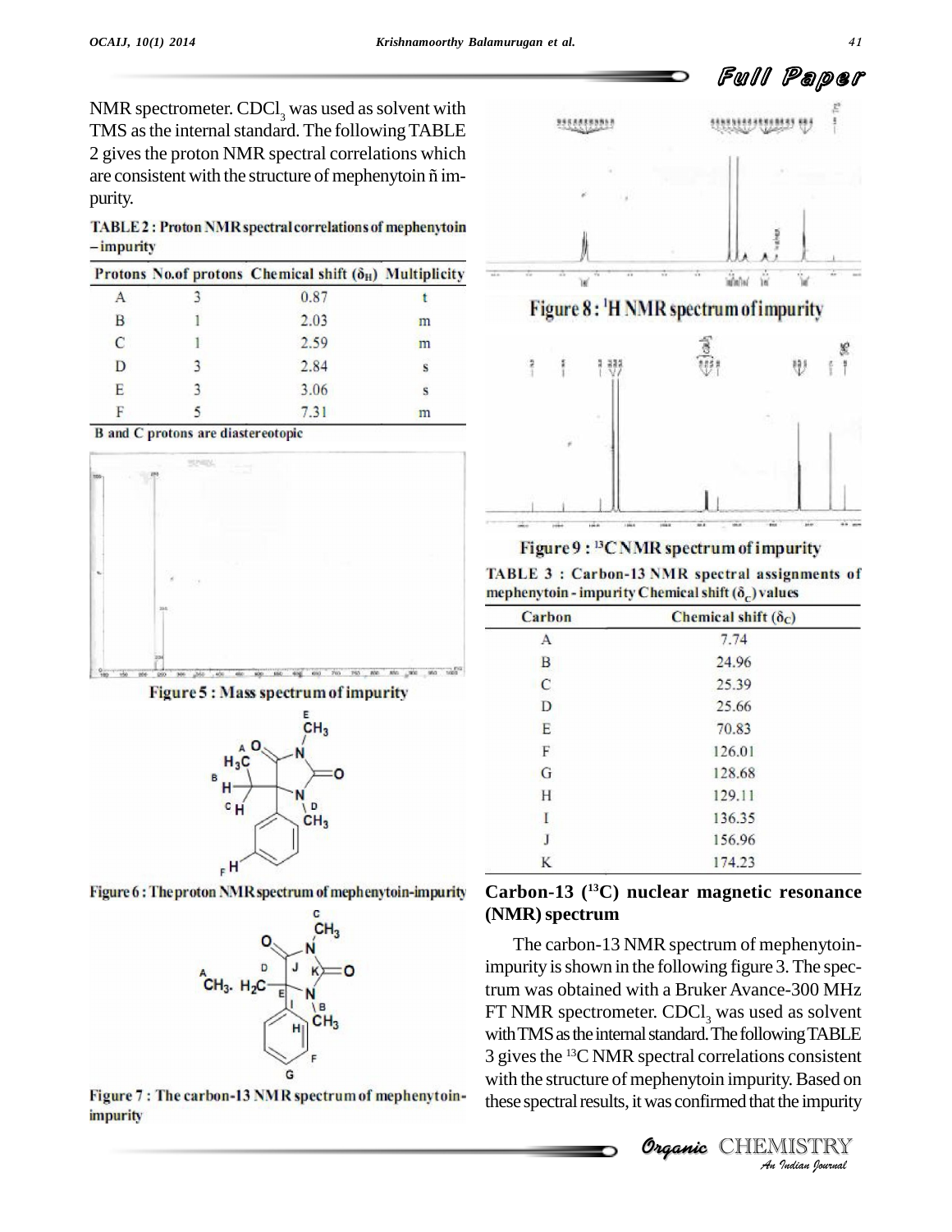NMR spectrometer. $CDCl_3$ was used as solvent with TMS as the internal standard. The following TABLE 2 gives the proton NMR spectral correlations which are consistent with the structure of mephenytoin ñ impurity.

**TABLE 2 : Proton NMR spectral correlations of mephenytoin – impurity**

| Protons | No.of protons | Chemical shift ($\delta_H$) | Multiplicity |
|---|---|---|---|
| A | 3 | 0.87 | t |
| B | 1 | 2.03 | m |
| C | 1 | 2.59 | m |
| D | 3 | 2.84 | s |
| E | 3 | 3.06 | s |
| F | 5 | 7.31 | m |

B and C protons are diastereotopic

Figure 5 : Mass spectrum of impurity

Figure 6 : The proton NMR spectrum of mephenytoin-impurity

Figure 7 : The carbon-13 NMR spectrum of mephenytoin-impurity

Figure 8 : $^1$H NMR spectrum of impurity

Figure 9 : $^{13}$C NMR spectrum of impurity

**TABLE 3 : Carbon-13 NMR spectral assignments of mephenytoin - impurity Chemical shift ($\delta_C$) values**

| Carbon | Chemical shift ($\delta_C$) |
|---|---|
| A | 7.74 |
| B | 24.96 |
| C | 25.39 |
| D | 25.66 |
| E | 70.83 |
| F | 126.01 |
| G | 128.68 |
| H | 129.11 |
| I | 136.35 |
| J | 156.96 |
| K | 174.23 |

## Carbon-13 ($^{13}$C) nuclear magnetic resonance (NMR) spectrum

The carbon-13 NMR spectrum of mephenytoin-impurity is shown in the following figure 3. The spectrum was obtained with a Bruker Avance-300 MHz FT NMR spectrometer. $CDCl_3$ was used as solvent with TMS as the internal standard. The following TABLE 3 gives the $^{13}$C NMR spectral correlations consistent with the structure of mephenytoin impurity. Based on these spectral results, it was confirmed that the impurity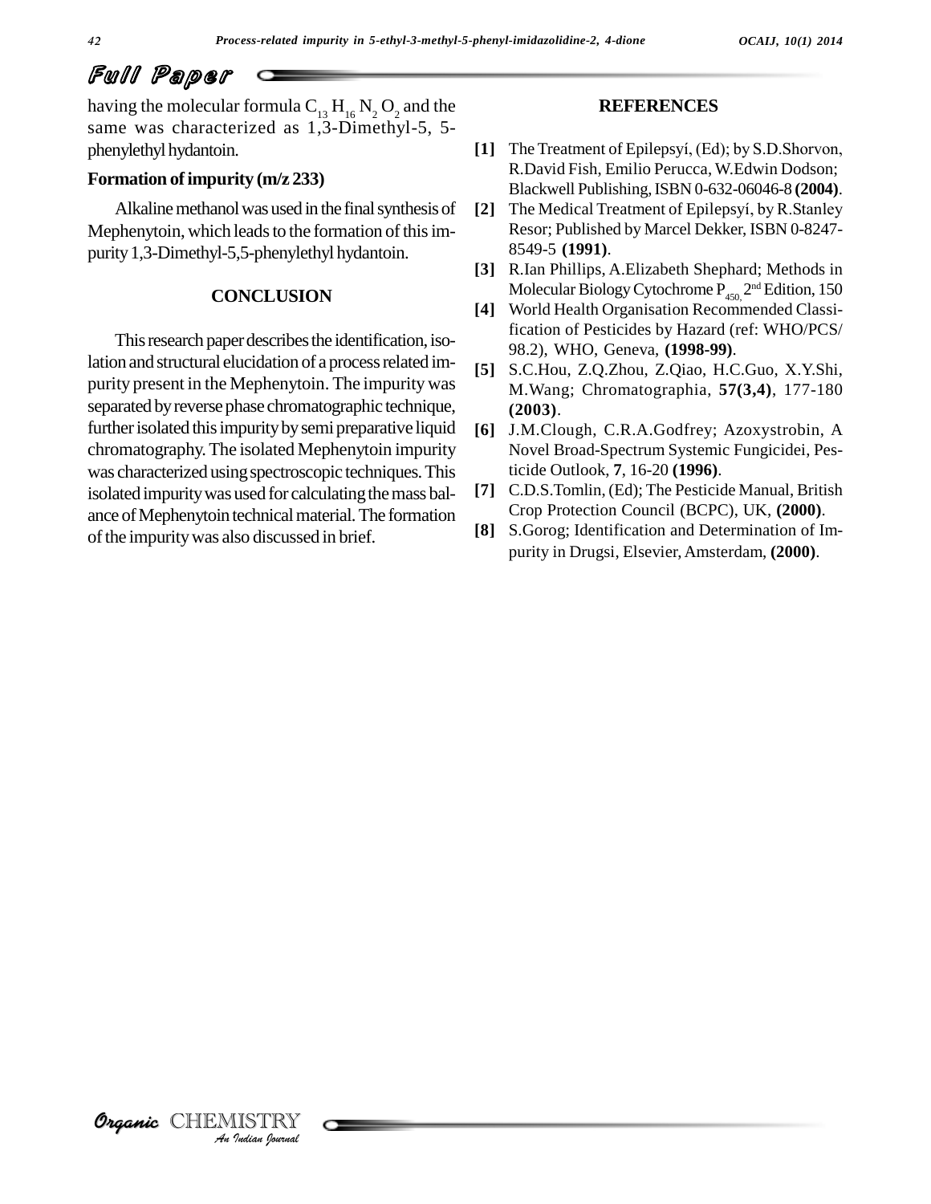having the molecular formula $C_{13}H_{16}N_2O_2$ and the same was characterized as 1,3-Dimethyl-5, 5-phenylethyl hydantoin.

### Formation of impurity (m/z 233)

Alkaline methanol was used in the final synthesis of Mephenytoin, which leads to the formation of this impurity 1,3-Dimethyl-5,5-phenylethyl hydantoin.

## CONCLUSION

This research paper describes the identification, isolation and structural elucidation of a process related impurity present in the Mephenytoin. The impurity was separated by reverse phase chromatographic technique, further isolated this impurity by semi preparative liquid chromatography. The isolated Mephenytoin impurity was characterized using spectroscopic techniques. This isolated impurity was used for calculating the mass balance of Mephenytoin technical material. The formation of the impurity was also discussed in brief.

## REFERENCES

**[1]** The Treatment of Epilepsyí, (Ed); by S.D.Shorvon, R.David Fish, Emilio Perucca, W.Edwin Dodson; Blackwell Publishing, ISBN 0-632-06046-8 **(2004)**.

**[2]** The Medical Treatment of Epilepsyí, by R.Stanley Resor; Published by Marcel Dekker, ISBN 0-8247-8549-5 **(1991)**.

**[3]** R.Ian Phillips, A.Elizabeth Shephard; Methods in Molecular Biology Cytochrome $P_{450}$, 2nd Edition, 150

**[4]** World Health Organisation Recommended Classification of Pesticides by Hazard (ref: WHO/PCS/ 98.2), WHO, Geneva, **(1998-99)**.

**[5]** S.C.Hou, Z.Q.Zhou, Z.Qiao, H.C.Guo, X.Y.Shi, M.Wang; Chromatographia, **57(3,4)**, 177-180 **(2003)**.

**[6]** J.M.Clough, C.R.A.Godfrey; Azoxystrobin, A Novel Broad-Spectrum Systemic Fungicidei, Pesticide Outlook, **7**, 16-20 **(1996)**.

**[7]** C.D.S.Tomlin, (Ed); The Pesticide Manual, British Crop Protection Council (BCPC), UK, **(2000)**.

**[8]** S.Gorog; Identification and Determination of Impurity in Drugsi, Elsevier, Amsterdam, **(2000)**.